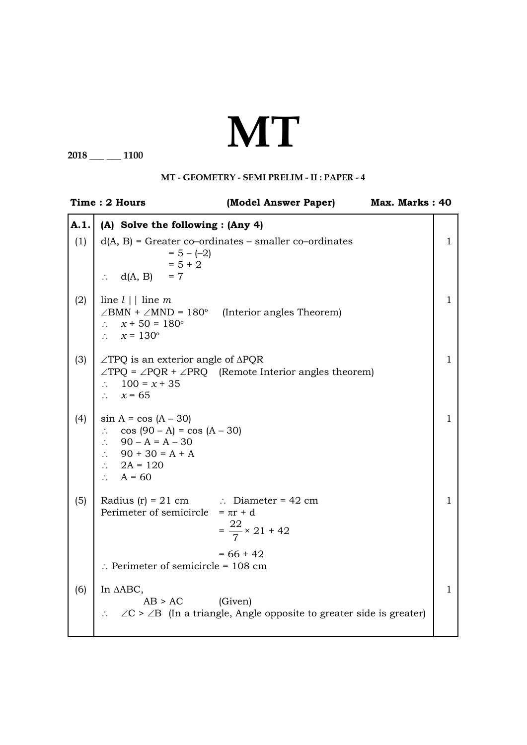# MT

2018 ___ ___ 1100

### MT - GEOMETRY - SEMI PRELIM - II : PAPER - 4

**Time : 2 Hours** **(Model Answer Paper)** **Max. Marks : 40**

| | | |
|---|---|---|
| **A.1.** | **(A) Solve the following : (Any 4)** | |
| (1) | d(A, B) = Greater co–ordinates – smaller co–ordinates<br>$= 5 - (-2)$<br>$= 5 + 2$<br>$\therefore$ d(A, B) $= 7$ | 1 |
| (2) | line $l$ \|\| line $m$<br>$\angle BMN + \angle MND = 180^\circ$ (Interior angles Theorem)<br>$\therefore$ $x + 50 = 180^\circ$<br>$\therefore$ $x = 130^\circ$ | 1 |
| (3) | $\angle TPQ$ is an exterior angle of $\Delta PQR$<br>$\angle TPQ = \angle PQR + \angle PRQ$ (Remote Interior angles theorem)<br>$\therefore$ $100 = x + 35$<br>$\therefore$ $x = 65$ | 1 |
| (4) | $\sin A = \cos (A - 30)$<br>$\therefore$ $\cos (90 - A) = \cos (A - 30)$<br>$\therefore$ $90 - A = A - 30$<br>$\therefore$ $90 + 30 = A + A$<br>$\therefore$ $2A = 120$<br>$\therefore$ $A = 60$ | 1 |
| (5) | Radius (r) = 21 cm $\therefore$ Diameter = 42 cm<br>Perimeter of semicircle $= \pi r + d$<br>$= \frac{22}{7} \times 21 + 42$<br>$= 66 + 42$<br>$\therefore$ Perimeter of semicircle = 108 cm | 1 |
| (6) | In $\Delta ABC$,<br>$AB > AC$ (Given)<br>$\therefore$ $\angle C > \angle B$ (In a triangle, Angle opposite to greater side is greater) | 1 |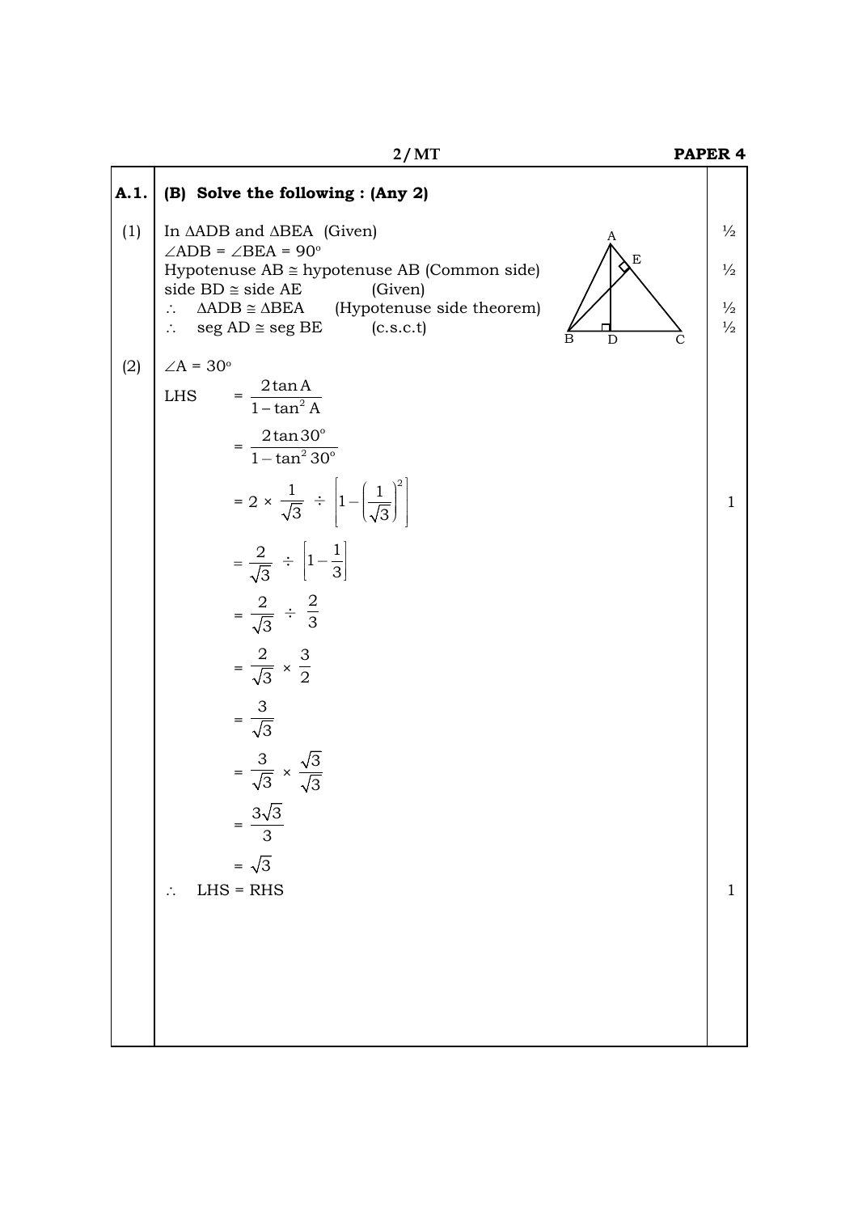**A.1. (B) Solve the following : (Any 2)**

(1) In $\Delta ADB$ and $\Delta BEA$ (Given) — ½

$\angle ADB = \angle BEA = 90^\circ$

Hypotenuse $AB \cong$ hypotenuse $AB$ (Common side) — ½

side $BD \cong$ side $AE$ (Given)

$\therefore$ $\Delta ADB \cong \Delta BEA$ (Hypotenuse side theorem) — ½

$\therefore$ seg $AD \cong$ seg $BE$ (c.s.c.t) — ½

(2) $\angle A = 30^\circ$

$$\text{LHS} = \frac{2\tan A}{1-\tan^2 A}$$

$$= \frac{2\tan 30^\circ}{1-\tan^2 30^\circ}$$

$$= 2 \times \frac{1}{\sqrt{3}} \div \left[1-\left(\frac{1}{\sqrt{3}}\right)^2\right] \quad \text{— 1}$$

$$= \frac{2}{\sqrt{3}} \div \left[1-\frac{1}{3}\right]$$

$$= \frac{2}{\sqrt{3}} \div \frac{2}{3}$$

$$= \frac{2}{\sqrt{3}} \times \frac{3}{2}$$

$$= \frac{3}{\sqrt{3}}$$

$$= \frac{3}{\sqrt{3}} \times \frac{\sqrt{3}}{\sqrt{3}}$$

$$= \frac{3\sqrt{3}}{3}$$

$$= \sqrt{3}$$

$\therefore$ LHS = RHS — 1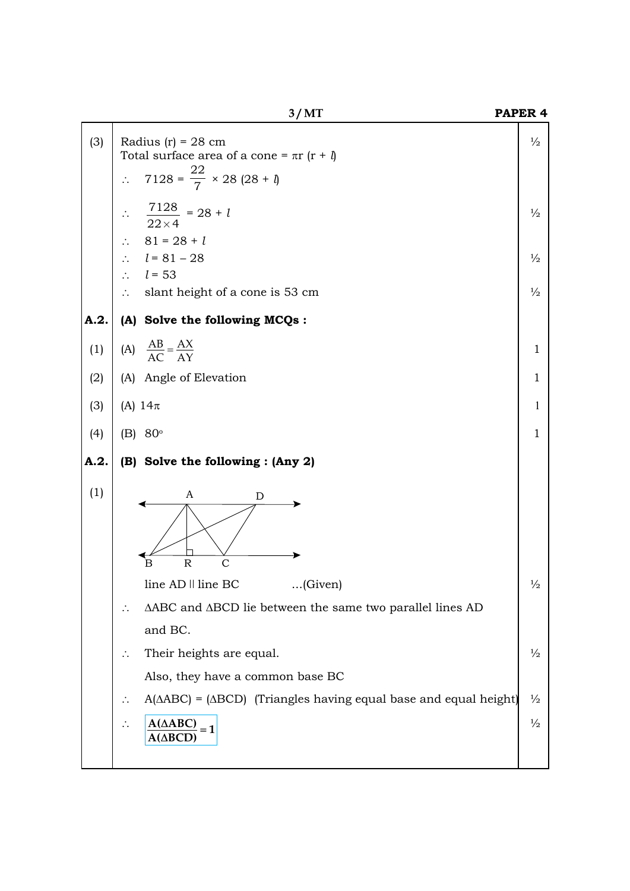(3) Radius (r) = 28 cm ½

Total surface area of a cone = $\pi r (r + l)$

$\therefore \quad 7128 = \frac{22}{7} \times 28 (28 + l)$

$\therefore \quad \frac{7128}{22 \times 4} = 28 + l$ ½

$\therefore \quad 81 = 28 + l$

$\therefore \quad l = 81 - 28$ ½

$\therefore \quad l = 53$

$\therefore$ slant height of a cone is 53 cm ½

**A.2. (A) Solve the following MCQs :**

(1) (A) $\frac{AB}{AC} = \frac{AX}{AY}$ 1

(2) (A) Angle of Elevation 1

(3) (A) $14\pi$ 1

(4) (B) $80^\circ$ 1

**A.2. (B) Solve the following : (Any 2)**

(1)

line AD || line BC ...(Given) ½

$\therefore$ ΔABC and ΔBCD lie between the same two parallel lines AD and BC.

$\therefore$ Their heights are equal. ½

Also, they have a common base BC

$\therefore$ A(ΔABC) = (ΔBCD) (Triangles having equal base and equal height) ½

$\therefore \quad \boxed{\frac{A(\Delta ABC)}{A(\Delta BCD)} = 1}$ ½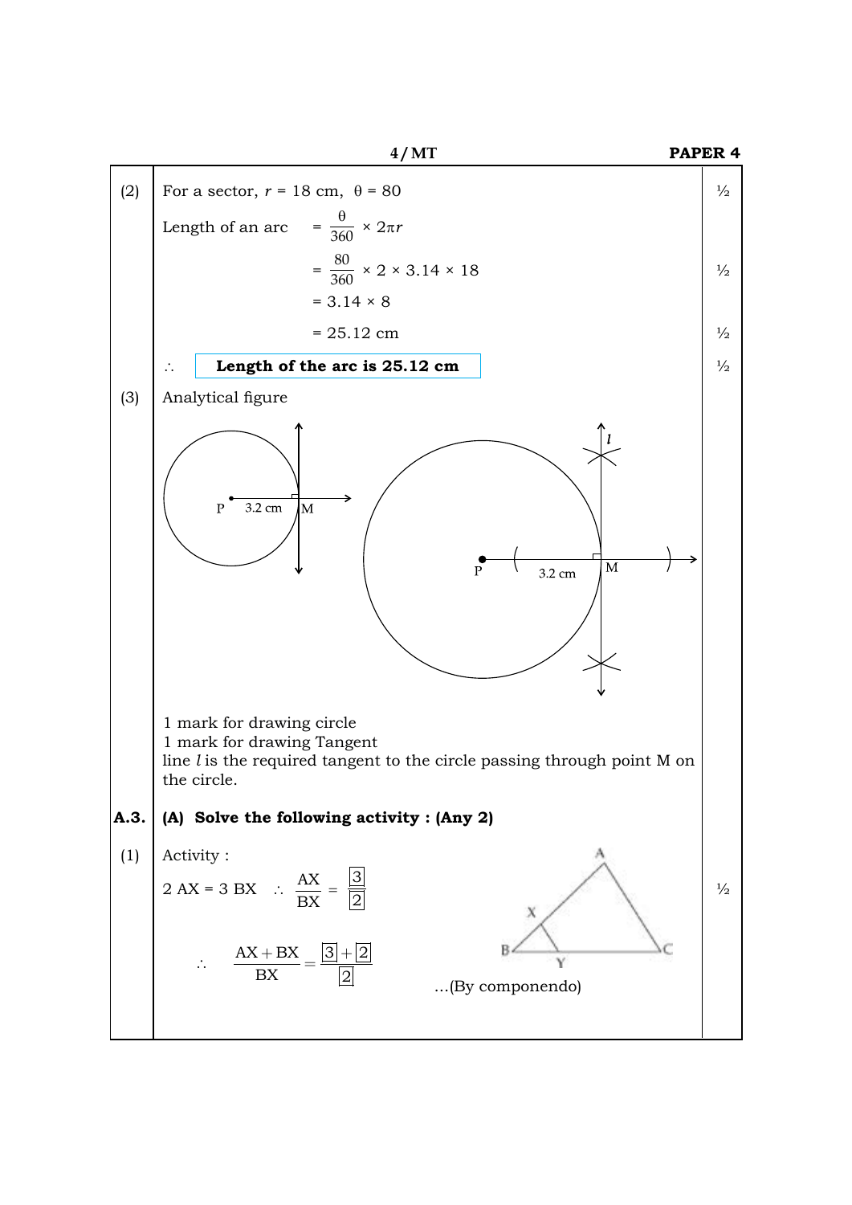(2) For a sector, $r = 18$ cm, $\theta = 80$ ½

Length of an arc $= \dfrac{\theta}{360} \times 2\pi r$

$= \dfrac{80}{360} \times 2 \times 3.14 \times 18$ ½

$= 3.14 \times 8$

$= 25.12$ cm ½

$\therefore$ **Length of the arc is 25.12 cm** ½

(3) Analytical figure

1 mark for drawing circle
1 mark for drawing Tangent
line $l$ is the required tangent to the circle passing through point M on the circle.

**A.3. (A) Solve the following activity : (Any 2)**

(1) Activity :

$2\ AX = 3\ BX \quad \therefore \dfrac{AX}{BX} = \dfrac{\boxed{3}}{\boxed{2}}$ ½

$\therefore \quad \dfrac{AX + BX}{BX} = \dfrac{\boxed{3} + \boxed{2}}{\boxed{2}}$ ...(By componendo)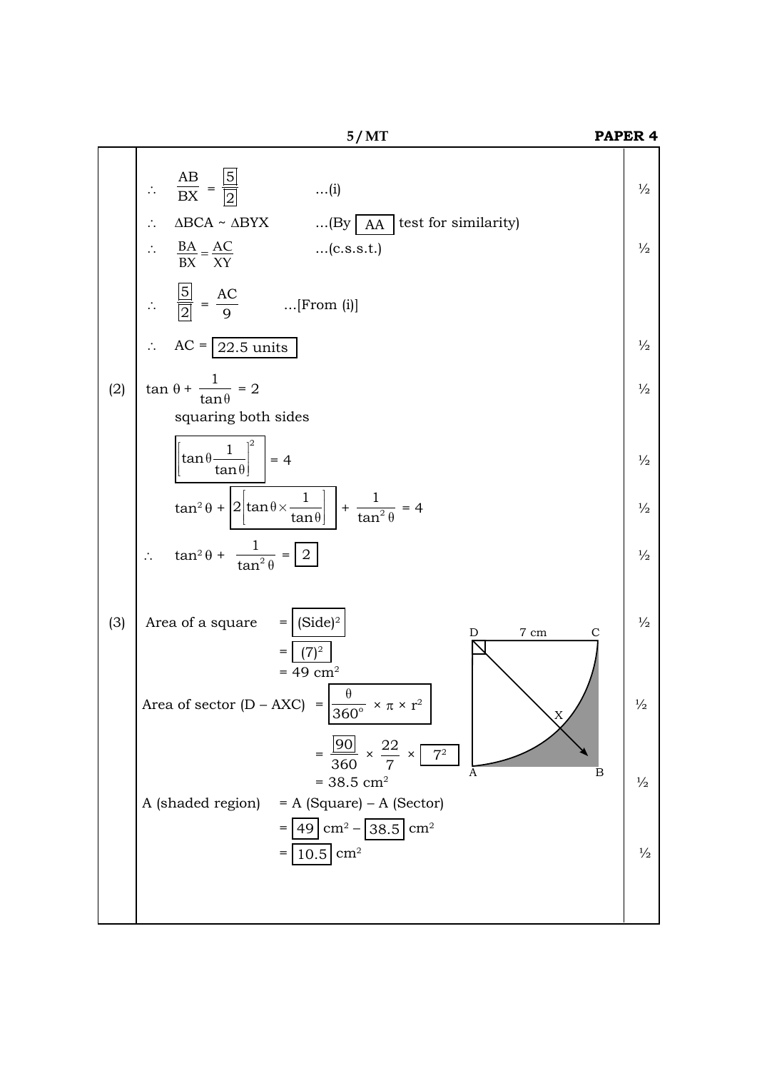$\therefore \quad \frac{AB}{BX} = \frac{\boxed{5}}{\boxed{2}}$ ...(i) ½

$\therefore \quad \Delta BCA \sim \Delta BYX$ ...(By $\boxed{AA}$ test for similarity)

$\therefore \quad \frac{BA}{BX} = \frac{AC}{XY}$ ...(c.s.s.t.) ½

$\therefore \quad \frac{\boxed{5}}{\boxed{2}} = \frac{AC}{9}$ ...[From (i)]

$\therefore \quad AC = \boxed{22.5 \text{ units}}$ ½

**(2)** $\tan\theta + \frac{1}{\tan\theta} = 2$ ½

squaring both sides

$\boxed{\left[\tan\theta \frac{1}{\tan\theta}\right]^2} = 4$ ½

$\tan^2\theta + \boxed{2\left[\tan\theta \times \frac{1}{\tan\theta}\right]} + \frac{1}{\tan^2\theta} = 4$ ½

$\therefore \quad \tan^2\theta + \frac{1}{\tan^2\theta} = \boxed{2}$ ½

**(3)** Area of a square $= \boxed{(\text{Side})^2}$ ½

$= \boxed{(7)^2}$

$= 49 \text{ cm}^2$

Area of sector (D – AXC) $= \boxed{\frac{\theta}{360^\circ} \times \pi \times r^2}$ ½

$= \frac{\boxed{90}}{360} \times \frac{22}{7} \times \boxed{7^2}$

$= 38.5 \text{ cm}^2$ ½

A (shaded region) = A (Square) – A (Sector)

$= \boxed{49} \text{ cm}^2 - \boxed{38.5} \text{ cm}^2$

$= \boxed{10.5} \text{ cm}^2$ ½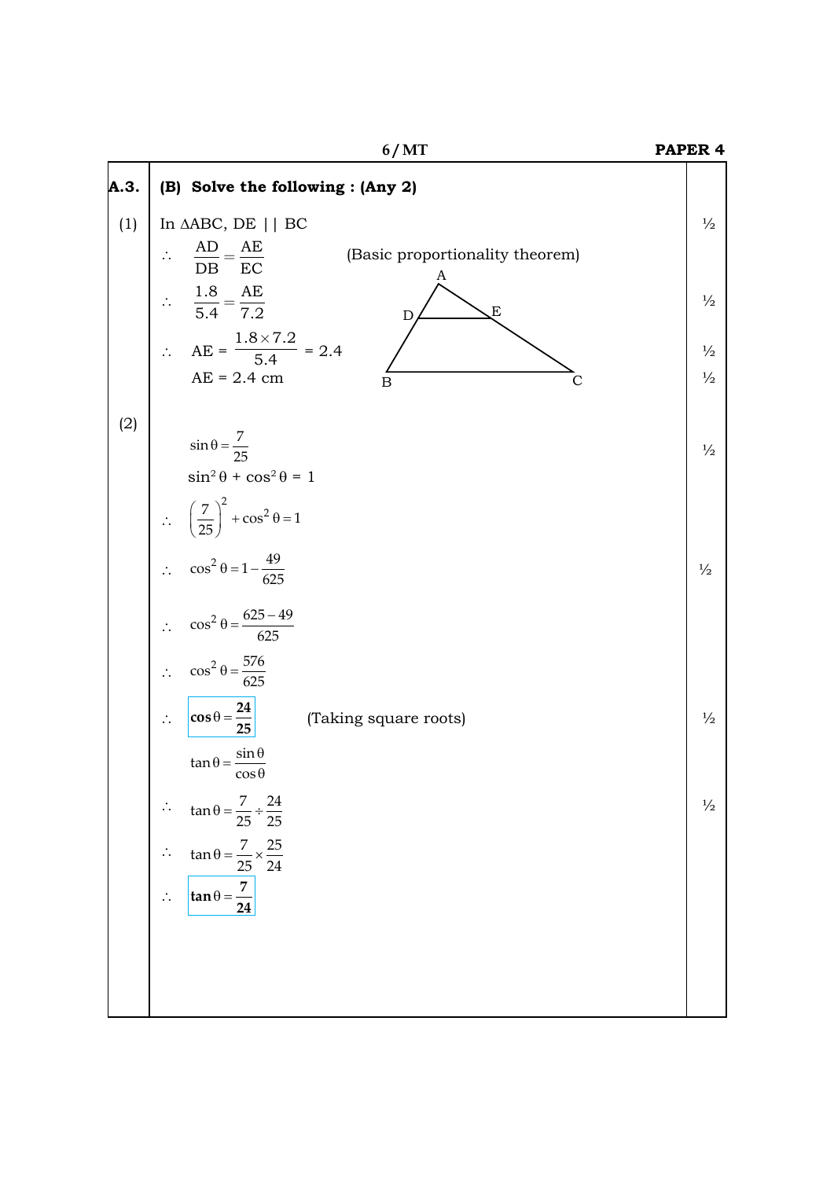**A.3. (B) Solve the following : (Any 2)**

**(1)**

In $\Delta ABC$, $DE \parallel BC$ — ½

$\therefore \dfrac{AD}{DB} = \dfrac{AE}{EC}$ (Basic proportionality theorem)

$\therefore \dfrac{1.8}{5.4} = \dfrac{AE}{7.2}$ — ½

$\therefore AE = \dfrac{1.8 \times 7.2}{5.4} = 2.4$ — ½

$AE = 2.4$ cm — ½

**(2)**

$\sin\theta = \dfrac{7}{25}$ — ½

$\sin^2\theta + \cos^2\theta = 1$

$\therefore \left(\dfrac{7}{25}\right)^2 + \cos^2\theta = 1$

$\therefore \cos^2\theta = 1 - \dfrac{49}{625}$ — ½

$\therefore \cos^2\theta = \dfrac{625 - 49}{625}$

$\therefore \cos^2\theta = \dfrac{576}{625}$

$\therefore \boxed{\cos\theta = \dfrac{24}{25}}$ (Taking square roots) — ½

$\tan\theta = \dfrac{\sin\theta}{\cos\theta}$

$\therefore \tan\theta = \dfrac{7}{25} \div \dfrac{24}{25}$ — ½

$\therefore \tan\theta = \dfrac{7}{25} \times \dfrac{25}{24}$

$\therefore \boxed{\tan\theta = \dfrac{7}{24}}$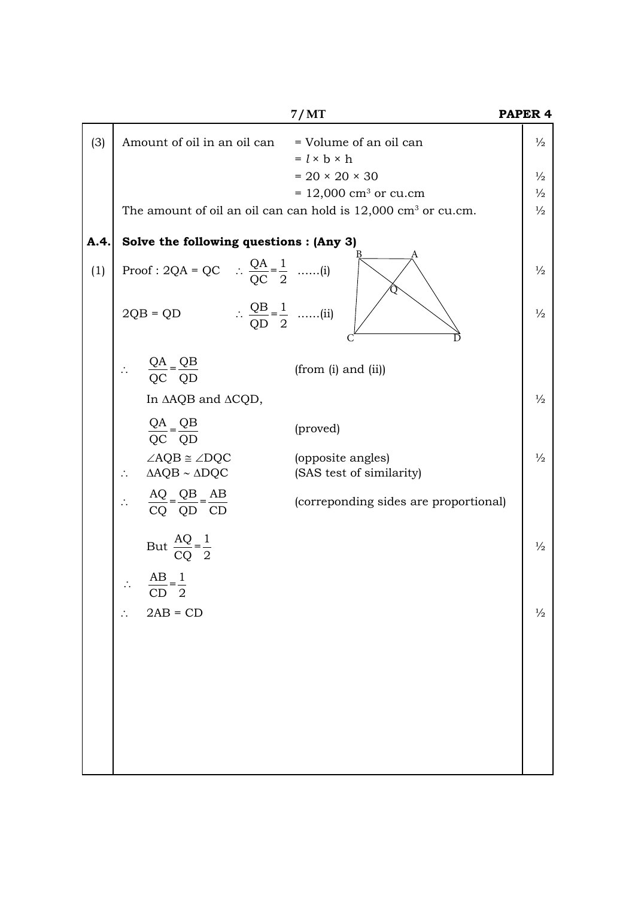(3) Amount of oil in an oil can = Volume of an oil can

$= l \times b \times h$ ½

$= 20 \times 20 \times 30$ ½

$= 12{,}000 \text{ cm}^3$ or cu.cm ½

The amount of oil an oil can can hold is $12{,}000 \text{ cm}^3$ or cu.cm. ½

**A.4. Solve the following questions : (Any 3)**

(1) Proof : 2QA = QC $\quad \therefore \dfrac{QA}{QC} = \dfrac{1}{2}$ ......(i) ½

2QB = QD $\quad \therefore \dfrac{QB}{QD} = \dfrac{1}{2}$ ......(ii) ½

$\therefore \dfrac{QA}{QC} = \dfrac{QB}{QD}$ (from (i) and (ii))

In $\Delta$AQB and $\Delta$CQD, ½

$\dfrac{QA}{QC} = \dfrac{QB}{QD}$ (proved)

$\angle AQB \cong \angle DQC$ (opposite angles) ½

$\therefore \Delta AQB \sim \Delta DQC$ (SAS test of similarity)

$\therefore \dfrac{AQ}{CQ} = \dfrac{QB}{QD} = \dfrac{AB}{CD}$ (correponding sides are proportional)

But $\dfrac{AQ}{CQ} = \dfrac{1}{2}$ ½

$\therefore \dfrac{AB}{CD} = \dfrac{1}{2}$

$\therefore$ 2AB = CD ½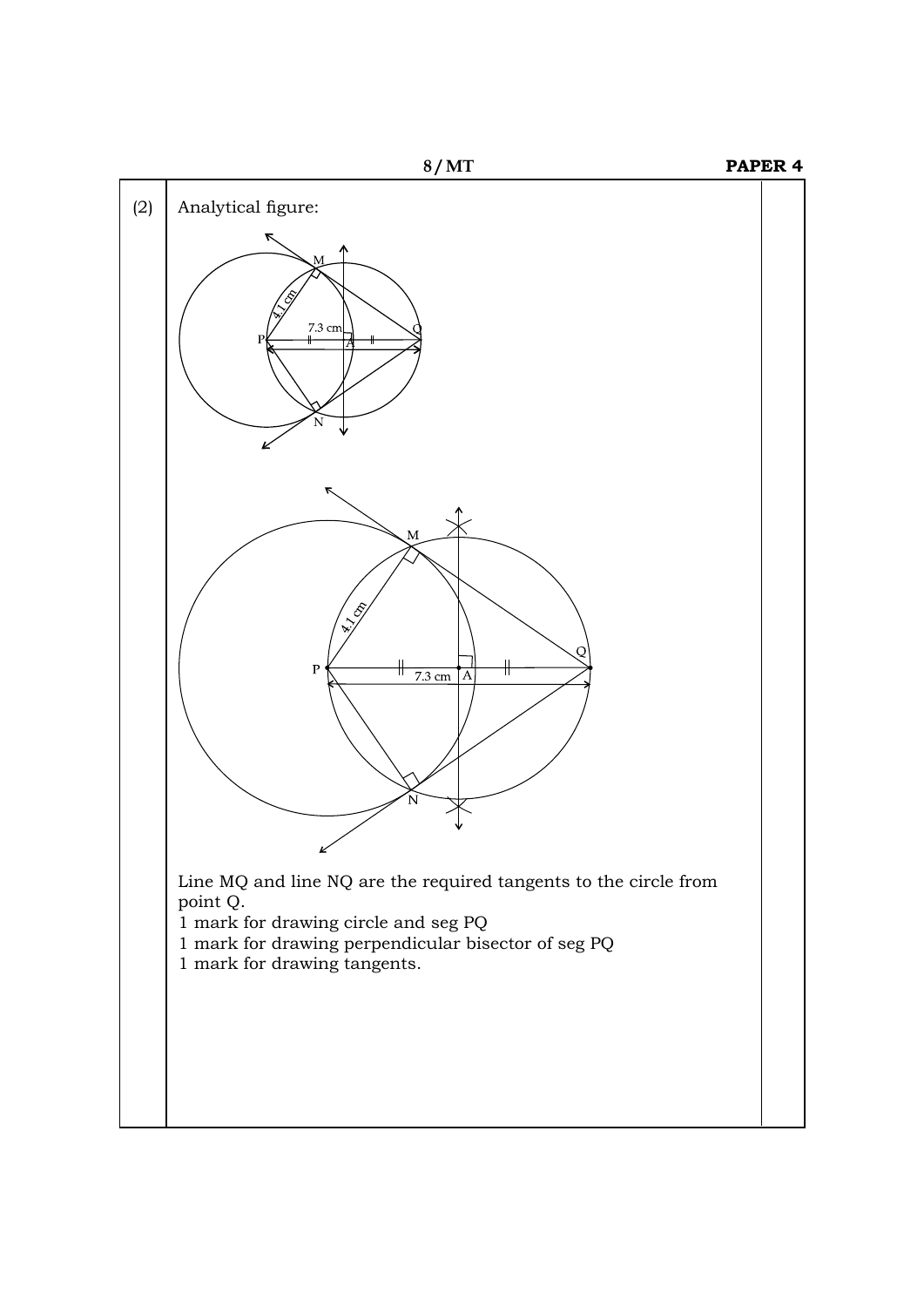(2) Analytical figure:

Line MQ and line NQ are the required tangents to the circle from point Q.

1 mark for drawing circle and seg PQ

1 mark for drawing perpendicular bisector of seg PQ

1 mark for drawing tangents.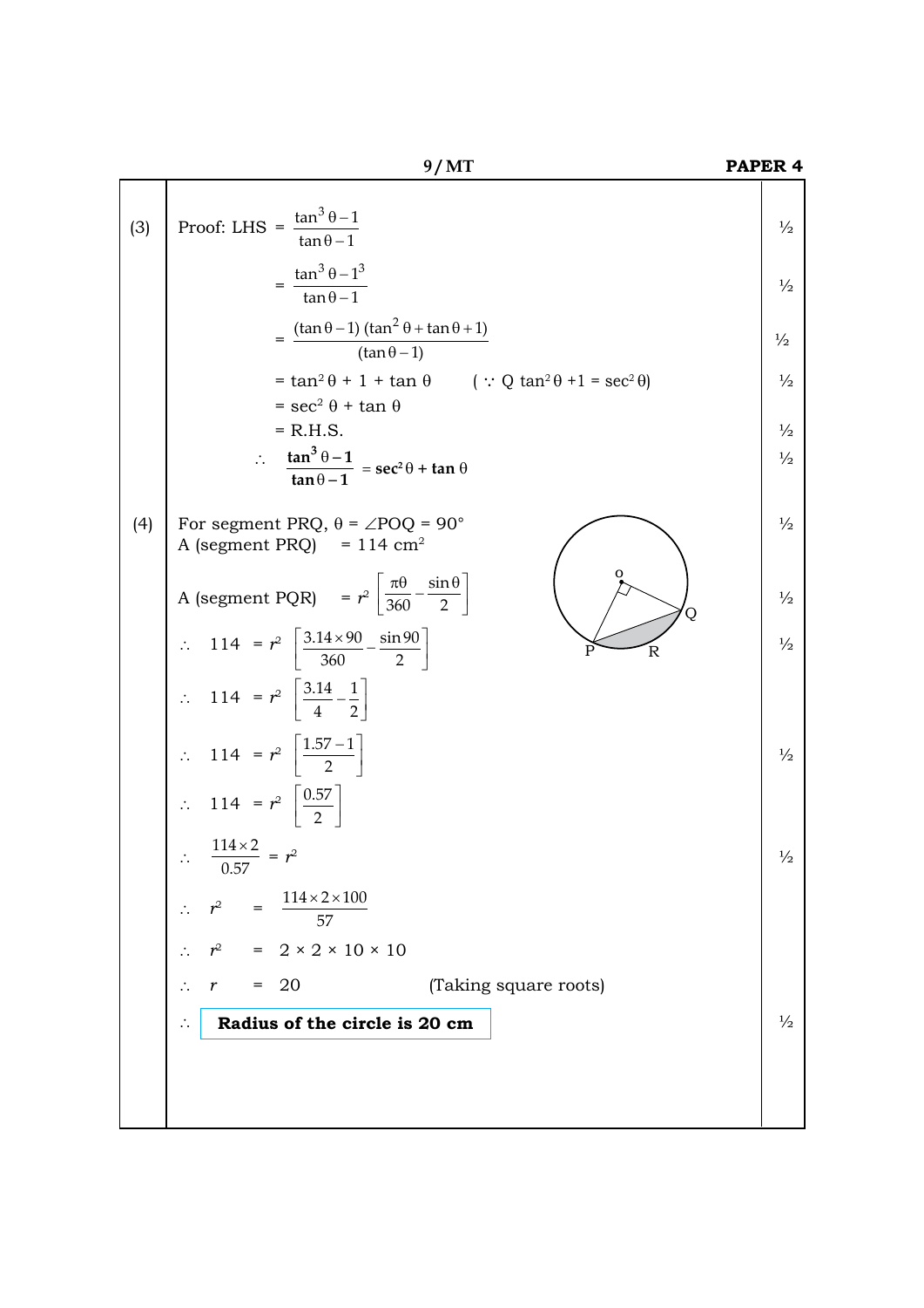(3) Proof: LHS $= \dfrac{\tan^3\theta - 1}{\tan\theta - 1}$ ½

$= \dfrac{\tan^3\theta - 1^3}{\tan\theta - 1}$ ½

$= \dfrac{(\tan\theta - 1)(\tan^2\theta + \tan\theta + 1)}{(\tan\theta - 1)}$ ½

$= \tan^2\theta + 1 + \tan\theta \qquad (\because \tan^2\theta + 1 = \sec^2\theta)$ ½

$= \sec^2\theta + \tan\theta$

$=$ R.H.S. ½

$\therefore \quad \mathbf{\dfrac{\tan^3\theta - 1}{\tan\theta - 1} = \sec^2\theta + \tan\theta}$ ½

(4) For segment PRQ, $\theta = \angle POQ = 90°$ ½

A (segment PRQ) $= 114 \text{ cm}^2$

A (segment PQR) $= r^2\left[\dfrac{\pi\theta}{360} - \dfrac{\sin\theta}{2}\right]$ ½

$\therefore \quad 114 = r^2\left[\dfrac{3.14 \times 90}{360} - \dfrac{\sin 90}{2}\right]$ ½

$\therefore \quad 114 = r^2\left[\dfrac{3.14}{4} - \dfrac{1}{2}\right]$

$\therefore \quad 114 = r^2\left[\dfrac{1.57 - 1}{2}\right]$ ½

$\therefore \quad 114 = r^2\left[\dfrac{0.57}{2}\right]$

$\therefore \quad \dfrac{114 \times 2}{0.57} = r^2$ ½

$\therefore \quad r^2 = \dfrac{114 \times 2 \times 100}{57}$

$\therefore \quad r^2 = 2 \times 2 \times 10 \times 10$

$\therefore \quad r = 20$ (Taking square roots)

$\therefore$ **Radius of the circle is 20 cm** ½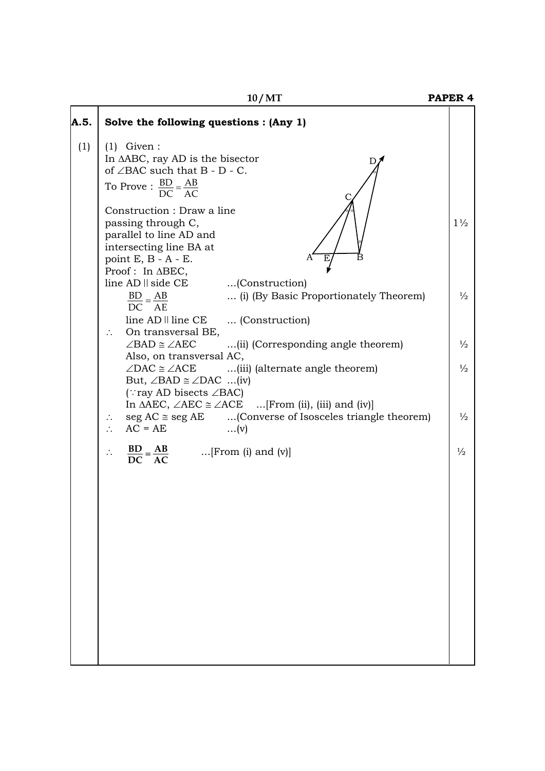**A.5. Solve the following questions : (Any 1)**

(1) (1) Given :

In $\Delta ABC$, ray AD is the bisector of $\angle BAC$ such that B - D - C.

To Prove : $\frac{BD}{DC} = \frac{AB}{AC}$

Construction : Draw a line passing through C, parallel to line AD and intersecting line BA at point E, B - A - E. — 1½

Proof : In $\Delta BEC$,

line AD || side CE ...(Construction)

$\frac{BD}{DC} = \frac{AB}{AE}$ ... (i) (By Basic Proportionately Theorem) — ½

line AD || line CE ... (Construction)

$\therefore$ On transversal BE,

$\angle BAD \cong \angle AEC$ ...(ii) (Corresponding angle theorem) — ½

Also, on transversal AC,

$\angle DAC \cong \angle ACE$ ...(iii) (alternate angle theorem) — ½

But, $\angle BAD \cong \angle DAC$ ...(iv)

($\because$ ray AD bisects $\angle BAC$)

In $\Delta AEC$, $\angle AEC \cong \angle ACE$ ...[From (ii), (iii) and (iv)]

$\therefore$ seg AC $\cong$ seg AE ...(Converse of Isosceles triangle theorem) — ½

$\therefore$ AC = AE ...(v)

$\therefore$ $\mathbf{\frac{BD}{DC} = \frac{AB}{AC}}$ ...[From (i) and (v)] — ½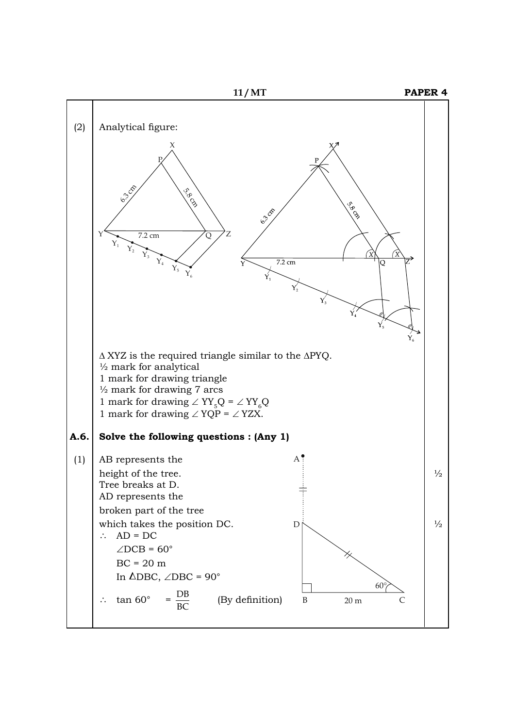(2) Analytical figure:

$\Delta$ XYZ is the required triangle similar to the $\Delta$PYQ.

½ mark for analytical

1 mark for drawing triangle

½ mark for drawing 7 arcs

1 mark for drawing $\angle YY_5Q = \angle YY_6Q$

1 mark for drawing $\angle YQP = \angle YZX$.

**A.6. Solve the following questions : (Any 1)**

(1) AB represents the height of the tree. ½

Tree breaks at D.

AD represents the broken part of the tree which takes the position DC. ½

$\therefore$ AD = DC

$\angle DCB = 60°$

BC = 20 m

In $\Delta$DBC, $\angle DBC = 90°$

$\therefore \tan 60° = \frac{DB}{BC}$ (By definition)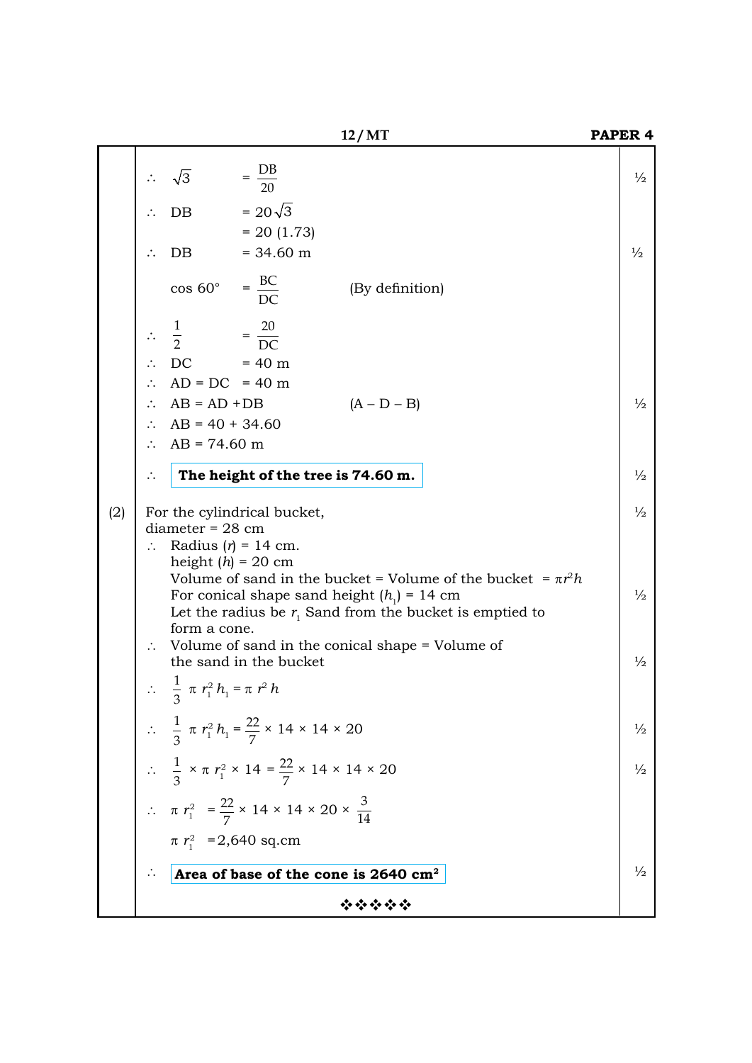$\therefore \quad \sqrt{3} = \dfrac{DB}{20}$ ½

$\therefore \quad DB = 20\sqrt{3}$

$= 20\ (1.73)$

$\therefore \quad DB = 34.60 \text{ m}$ ½

$\cos 60° = \dfrac{BC}{DC}$ (By definition)

$\therefore \quad \dfrac{1}{2} = \dfrac{20}{DC}$

$\therefore \quad DC = 40 \text{ m}$

$\therefore \quad AD = DC = 40 \text{ m}$

$\therefore \quad AB = AD + DB$ (A – D – B) ½

$\therefore \quad AB = 40 + 34.60$

$\therefore \quad AB = 74.60 \text{ m}$

$\therefore$ **The height of the tree is 74.60 m.** ½

(2) For the cylindrical bucket, ½

diameter = 28 cm

$\therefore$ Radius ($r$) = 14 cm.

height ($h$) = 20 cm

Volume of sand in the bucket = Volume of the bucket $= \pi r^2 h$

For conical shape sand height ($h_1$) = 14 cm ½

Let the radius be $r_1$ Sand from the bucket is emptied to form a cone.

$\therefore$ Volume of sand in the conical shape = Volume of the sand in the bucket ½

$\therefore \quad \dfrac{1}{3}\ \pi\ r_1^2\ h_1 = \pi\ r^2\ h$

$\therefore \quad \dfrac{1}{3}\ \pi\ r_1^2\ h_1 = \dfrac{22}{7} \times 14 \times 14 \times 20$ ½

$\therefore \quad \dfrac{1}{3} \times \pi\ r_1^2 \times 14 = \dfrac{22}{7} \times 14 \times 14 \times 20$ ½

$\therefore \quad \pi\ r_1^2 = \dfrac{22}{7} \times 14 \times 14 \times 20 \times \dfrac{3}{14}$

$\pi\ r_1^2 = 2{,}640$ sq.cm

$\therefore$ **Area of base of the cone is 2640 cm²** ½

❖❖❖❖❖